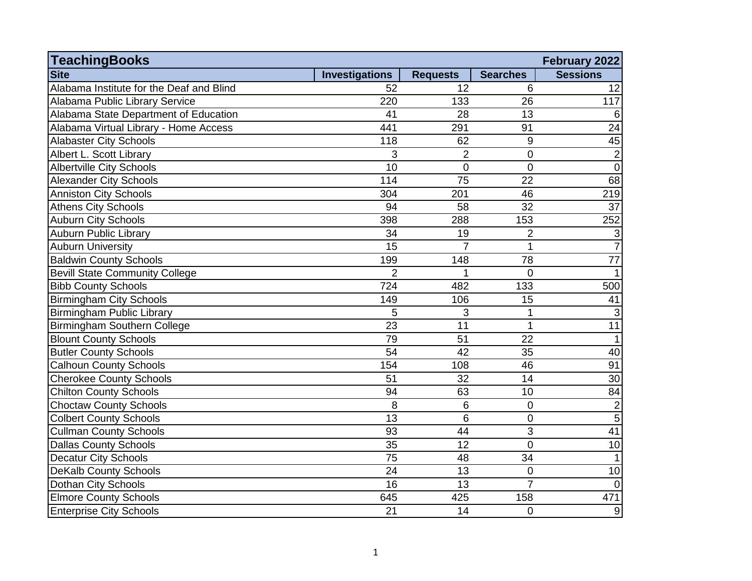| TeachingBooks | | | | February 2022 |
|---|---|---|---|---|
| **Site** | **Investigations** | **Requests** | **Searches** | **Sessions** |
| Alabama Institute for the Deaf and Blind | 52 | 12 | 6 | 12 |
| Alabama Public Library Service | 220 | 133 | 26 | 117 |
| Alabama State Department of Education | 41 | 28 | 13 | 6 |
| Alabama Virtual Library - Home Access | 441 | 291 | 91 | 24 |
| Alabaster City Schools | 118 | 62 | 9 | 45 |
| Albert L. Scott Library | 3 | 2 | 0 | 2 |
| Albertville City Schools | 10 | 0 | 0 | 0 |
| Alexander City Schools | 114 | 75 | 22 | 68 |
| Anniston City Schools | 304 | 201 | 46 | 219 |
| Athens City Schools | 94 | 58 | 32 | 37 |
| Auburn City Schools | 398 | 288 | 153 | 252 |
| Auburn Public Library | 34 | 19 | 2 | 3 |
| Auburn University | 15 | 7 | 1 | 7 |
| Baldwin County Schools | 199 | 148 | 78 | 77 |
| Bevill State Community College | 2 | 1 | 0 | 1 |
| Bibb County Schools | 724 | 482 | 133 | 500 |
| Birmingham City Schools | 149 | 106 | 15 | 41 |
| Birmingham Public Library | 5 | 3 | 1 | 3 |
| Birmingham Southern College | 23 | 11 | 1 | 11 |
| Blount County Schools | 79 | 51 | 22 | 1 |
| Butler County Schools | 54 | 42 | 35 | 40 |
| Calhoun County Schools | 154 | 108 | 46 | 91 |
| Cherokee County Schools | 51 | 32 | 14 | 30 |
| Chilton County Schools | 94 | 63 | 10 | 84 |
| Choctaw County Schools | 8 | 6 | 0 | 2 |
| Colbert County Schools | 13 | 6 | 0 | 5 |
| Cullman County Schools | 93 | 44 | 3 | 41 |
| Dallas County Schools | 35 | 12 | 0 | 10 |
| Decatur City Schools | 75 | 48 | 34 | 1 |
| DeKalb County Schools | 24 | 13 | 0 | 10 |
| Dothan City Schools | 16 | 13 | 7 | 0 |
| Elmore County Schools | 645 | 425 | 158 | 471 |
| Enterprise City Schools | 21 | 14 | 0 | 9 |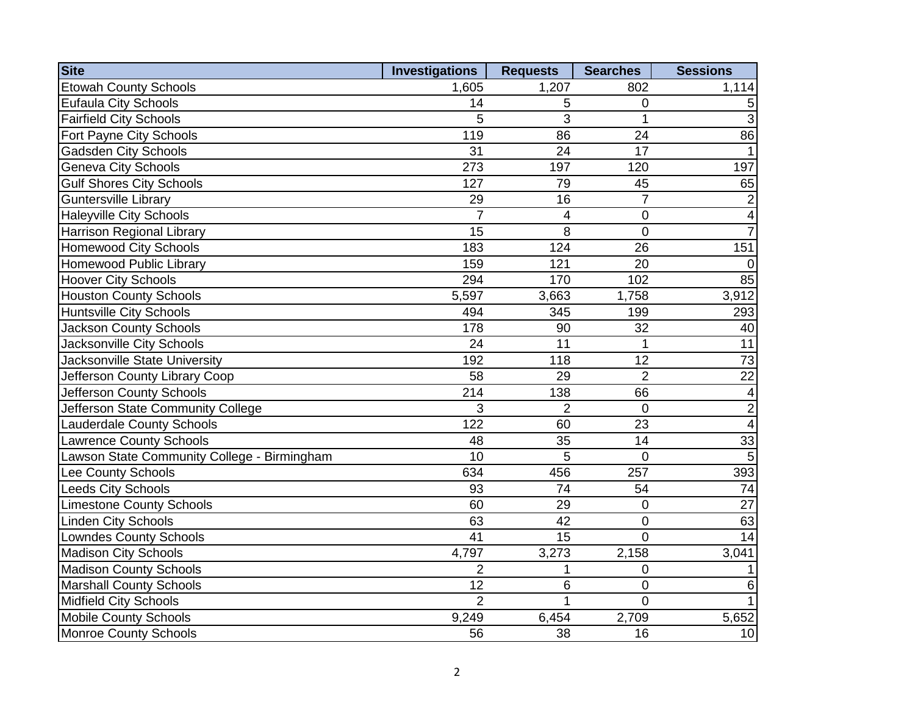| Site | Investigations | Requests | Searches | Sessions |
| --- | --- | --- | --- | --- |
| Etowah County Schools | 1,605 | 1,207 | 802 | 1,114 |
| Eufaula City Schools | 14 | 5 | 0 | 5 |
| Fairfield City Schools | 5 | 3 | 1 | 3 |
| Fort Payne City Schools | 119 | 86 | 24 | 86 |
| Gadsden City Schools | 31 | 24 | 17 | 1 |
| Geneva City Schools | 273 | 197 | 120 | 197 |
| Gulf Shores City Schools | 127 | 79 | 45 | 65 |
| Guntersville Library | 29 | 16 | 7 | 2 |
| Haleyville City Schools | 7 | 4 | 0 | 4 |
| Harrison Regional Library | 15 | 8 | 0 | 7 |
| Homewood City Schools | 183 | 124 | 26 | 151 |
| Homewood Public Library | 159 | 121 | 20 | 0 |
| Hoover City Schools | 294 | 170 | 102 | 85 |
| Houston County Schools | 5,597 | 3,663 | 1,758 | 3,912 |
| Huntsville City Schools | 494 | 345 | 199 | 293 |
| Jackson County Schools | 178 | 90 | 32 | 40 |
| Jacksonville City Schools | 24 | 11 | 1 | 11 |
| Jacksonville State University | 192 | 118 | 12 | 73 |
| Jefferson County Library Coop | 58 | 29 | 2 | 22 |
| Jefferson County Schools | 214 | 138 | 66 | 4 |
| Jefferson State Community College | 3 | 2 | 0 | 2 |
| Lauderdale County Schools | 122 | 60 | 23 | 4 |
| Lawrence County Schools | 48 | 35 | 14 | 33 |
| Lawson State Community College - Birmingham | 10 | 5 | 0 | 5 |
| Lee County Schools | 634 | 456 | 257 | 393 |
| Leeds City Schools | 93 | 74 | 54 | 74 |
| Limestone County Schools | 60 | 29 | 0 | 27 |
| Linden City Schools | 63 | 42 | 0 | 63 |
| Lowndes County Schools | 41 | 15 | 0 | 14 |
| Madison City Schools | 4,797 | 3,273 | 2,158 | 3,041 |
| Madison County Schools | 2 | 1 | 0 | 1 |
| Marshall County Schools | 12 | 6 | 0 | 6 |
| Midfield City Schools | 2 | 1 | 0 | 1 |
| Mobile County Schools | 9,249 | 6,454 | 2,709 | 5,652 |
| Monroe County Schools | 56 | 38 | 16 | 10 |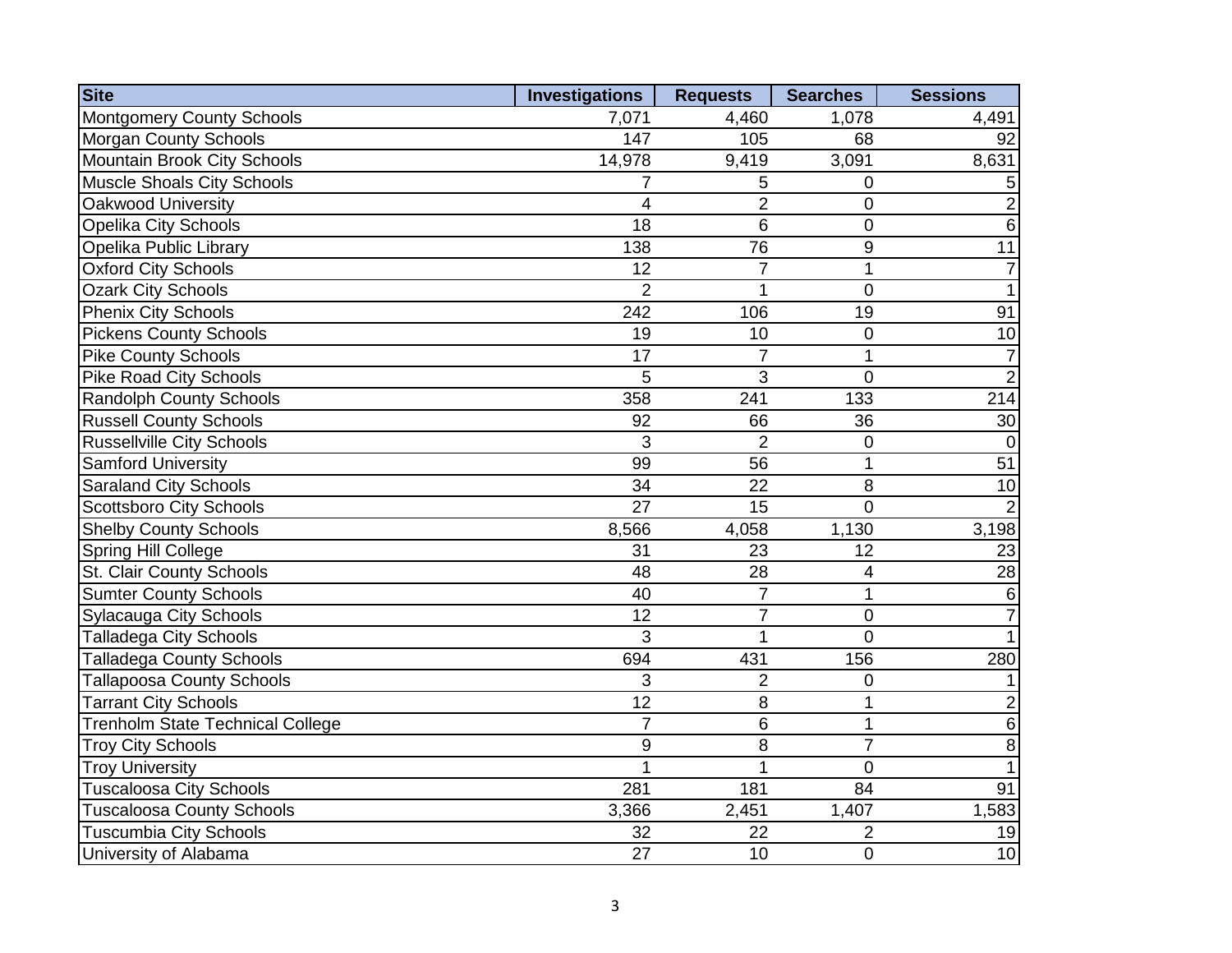| Site | Investigations | Requests | Searches | Sessions |
|---|---|---|---|---|
| Montgomery County Schools | 7,071 | 4,460 | 1,078 | 4,491 |
| Morgan County Schools | 147 | 105 | 68 | 92 |
| Mountain Brook City Schools | 14,978 | 9,419 | 3,091 | 8,631 |
| Muscle Shoals City Schools | 7 | 5 | 0 | 5 |
| Oakwood University | 4 | 2 | 0 | 2 |
| Opelika City Schools | 18 | 6 | 0 | 6 |
| Opelika Public Library | 138 | 76 | 9 | 11 |
| Oxford City Schools | 12 | 7 | 1 | 7 |
| Ozark City Schools | 2 | 1 | 0 | 1 |
| Phenix City Schools | 242 | 106 | 19 | 91 |
| Pickens County Schools | 19 | 10 | 0 | 10 |
| Pike County Schools | 17 | 7 | 1 | 7 |
| Pike Road City Schools | 5 | 3 | 0 | 2 |
| Randolph County Schools | 358 | 241 | 133 | 214 |
| Russell County Schools | 92 | 66 | 36 | 30 |
| Russellville City Schools | 3 | 2 | 0 | 0 |
| Samford University | 99 | 56 | 1 | 51 |
| Saraland City Schools | 34 | 22 | 8 | 10 |
| Scottsboro City Schools | 27 | 15 | 0 | 2 |
| Shelby County Schools | 8,566 | 4,058 | 1,130 | 3,198 |
| Spring Hill College | 31 | 23 | 12 | 23 |
| St. Clair County Schools | 48 | 28 | 4 | 28 |
| Sumter County Schools | 40 | 7 | 1 | 6 |
| Sylacauga City Schools | 12 | 7 | 0 | 7 |
| Talladega City Schools | 3 | 1 | 0 | 1 |
| Talladega County Schools | 694 | 431 | 156 | 280 |
| Tallapoosa County Schools | 3 | 2 | 0 | 1 |
| Tarrant City Schools | 12 | 8 | 1 | 2 |
| Trenholm State Technical College | 7 | 6 | 1 | 6 |
| Troy City Schools | 9 | 8 | 7 | 8 |
| Troy University | 1 | 1 | 0 | 1 |
| Tuscaloosa City Schools | 281 | 181 | 84 | 91 |
| Tuscaloosa County Schools | 3,366 | 2,451 | 1,407 | 1,583 |
| Tuscumbia City Schools | 32 | 22 | 2 | 19 |
| University of Alabama | 27 | 10 | 0 | 10 |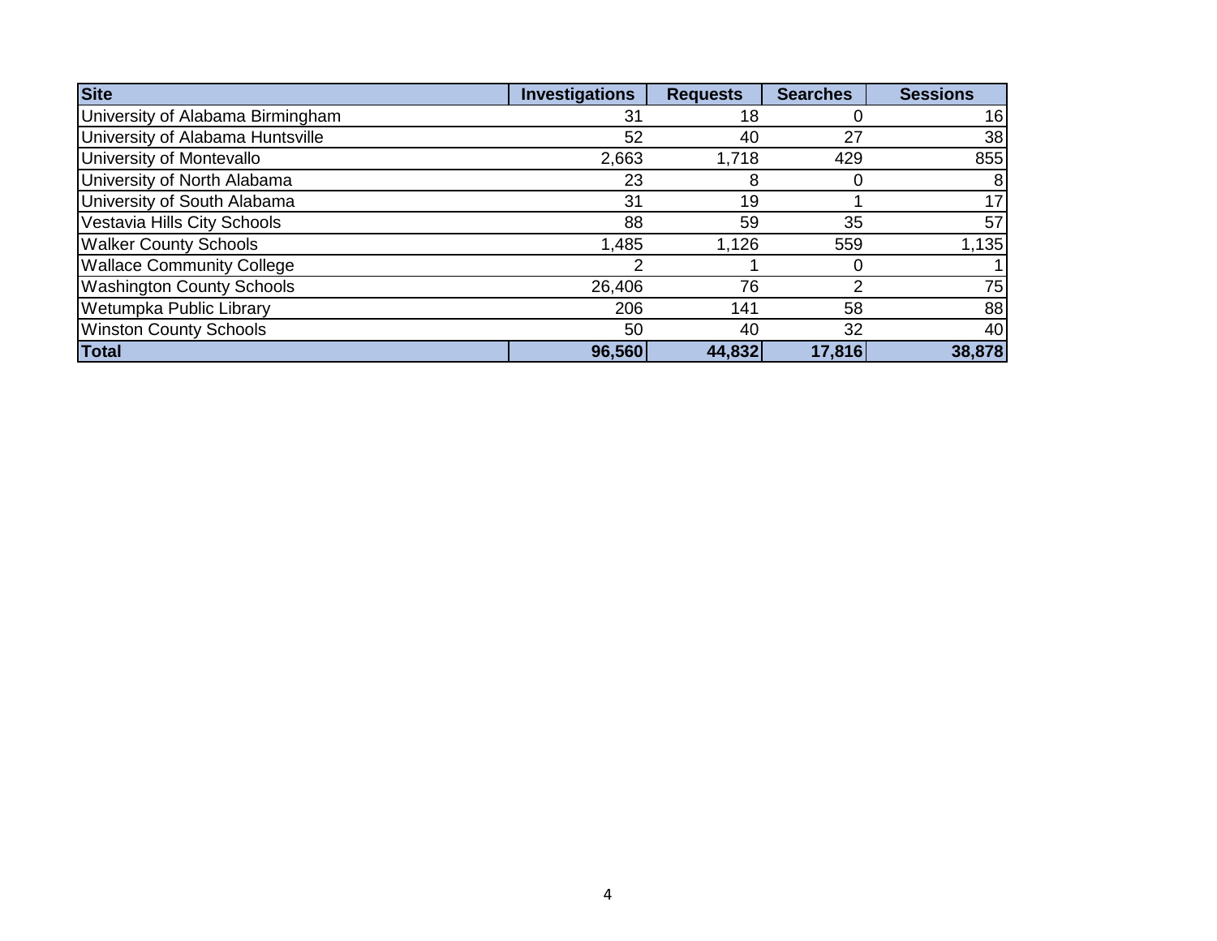| Site | Investigations | Requests | Searches | Sessions |
|---|---|---|---|---|
| University of Alabama Birmingham | 31 | 18 | 0 | 16 |
| University of Alabama Huntsville | 52 | 40 | 27 | 38 |
| University of Montevallo | 2,663 | 1,718 | 429 | 855 |
| University of North Alabama | 23 | 8 | 0 | 8 |
| University of South Alabama | 31 | 19 | 1 | 17 |
| Vestavia Hills City Schools | 88 | 59 | 35 | 57 |
| Walker County Schools | 1,485 | 1,126 | 559 | 1,135 |
| Wallace Community College | 2 | 1 | 0 | 1 |
| Washington County Schools | 26,406 | 76 | 2 | 75 |
| Wetumpka Public Library | 206 | 141 | 58 | 88 |
| Winston County Schools | 50 | 40 | 32 | 40 |
| **Total** | **96,560** | **44,832** | **17,816** | **38,878** |